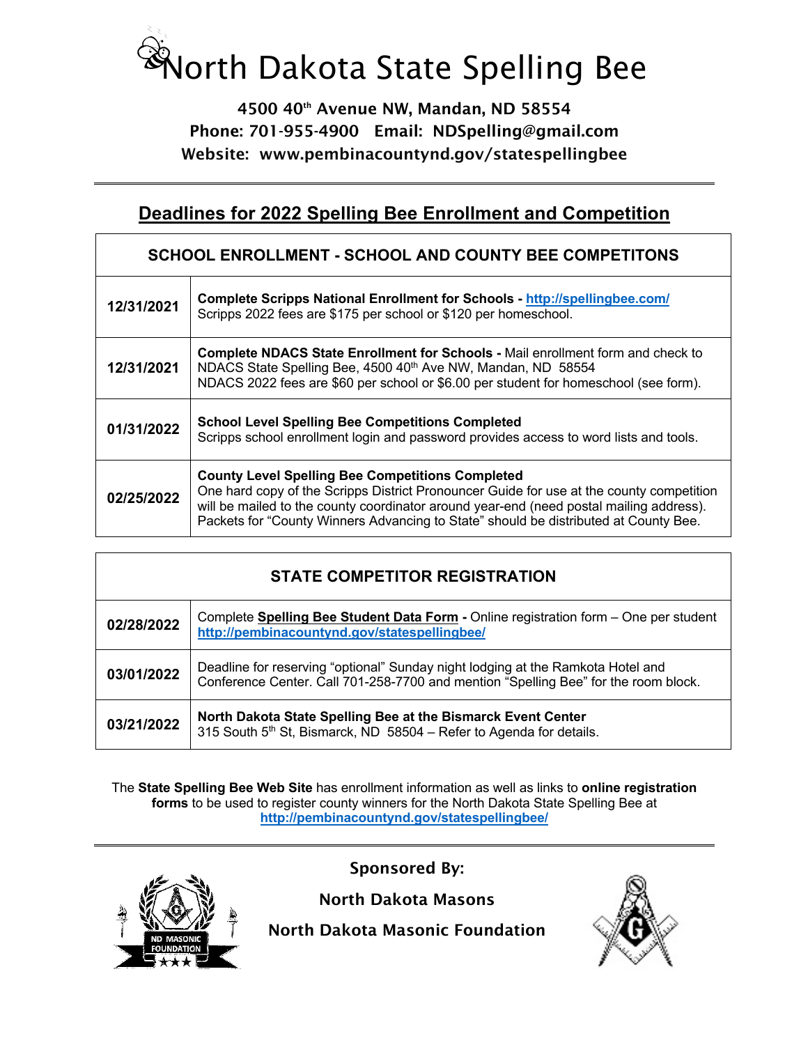# North Dakota State Spelling Bee

**4500 40th Avenue NW, Mandan, ND 58554**
**Phone: 701-955-4900 Email: NDSpelling@gmail.com**
**Website: www.pembinacountynd.gov/statespellingbee**

---

## Deadlines for 2022 Spelling Bee Enrollment and Competition

| SCHOOL ENROLLMENT - SCHOOL AND COUNTY BEE COMPETITONS | |
|---|---|
| **12/31/2021** | **Complete Scripps National Enrollment for Schools - http://spellingbee.com/** Scripps 2022 fees are $175 per school or $120 per homeschool. |
| **12/31/2021** | **Complete NDACS State Enrollment for Schools -** Mail enrollment form and check to NDACS State Spelling Bee, 4500 40th Ave NW, Mandan, ND 58554 NDACS 2022 fees are $60 per school or $6.00 per student for homeschool (see form). |
| **01/31/2022** | **School Level Spelling Bee Competitions Completed** Scripps school enrollment login and password provides access to word lists and tools. |
| **02/25/2022** | **County Level Spelling Bee Competitions Completed** One hard copy of the Scripps District Pronouncer Guide for use at the county competition will be mailed to the county coordinator around year-end (need postal mailing address). Packets for "County Winners Advancing to State" should be distributed at County Bee. |

| STATE COMPETITOR REGISTRATION | |
|---|---|
| **02/28/2022** | Complete **Spelling Bee Student Data Form -** Online registration form – One per student **http://pembinacountynd.gov/statespellingbee/** |
| **03/01/2022** | Deadline for reserving "optional" Sunday night lodging at the Ramkota Hotel and Conference Center. Call 701-258-7700 and mention "Spelling Bee" for the room block. |
| **03/21/2022** | **North Dakota State Spelling Bee at the Bismarck Event Center** 315 South 5th St, Bismarck, ND 58504 – Refer to Agenda for details. |

The **State Spelling Bee Web Site** has enrollment information as well as links to **online registration forms** to be used to register county winners for the North Dakota State Spelling Bee at **http://pembinacountynd.gov/statespellingbee/**

---

**Sponsored By:**

**North Dakota Masons**

**North Dakota Masonic Foundation**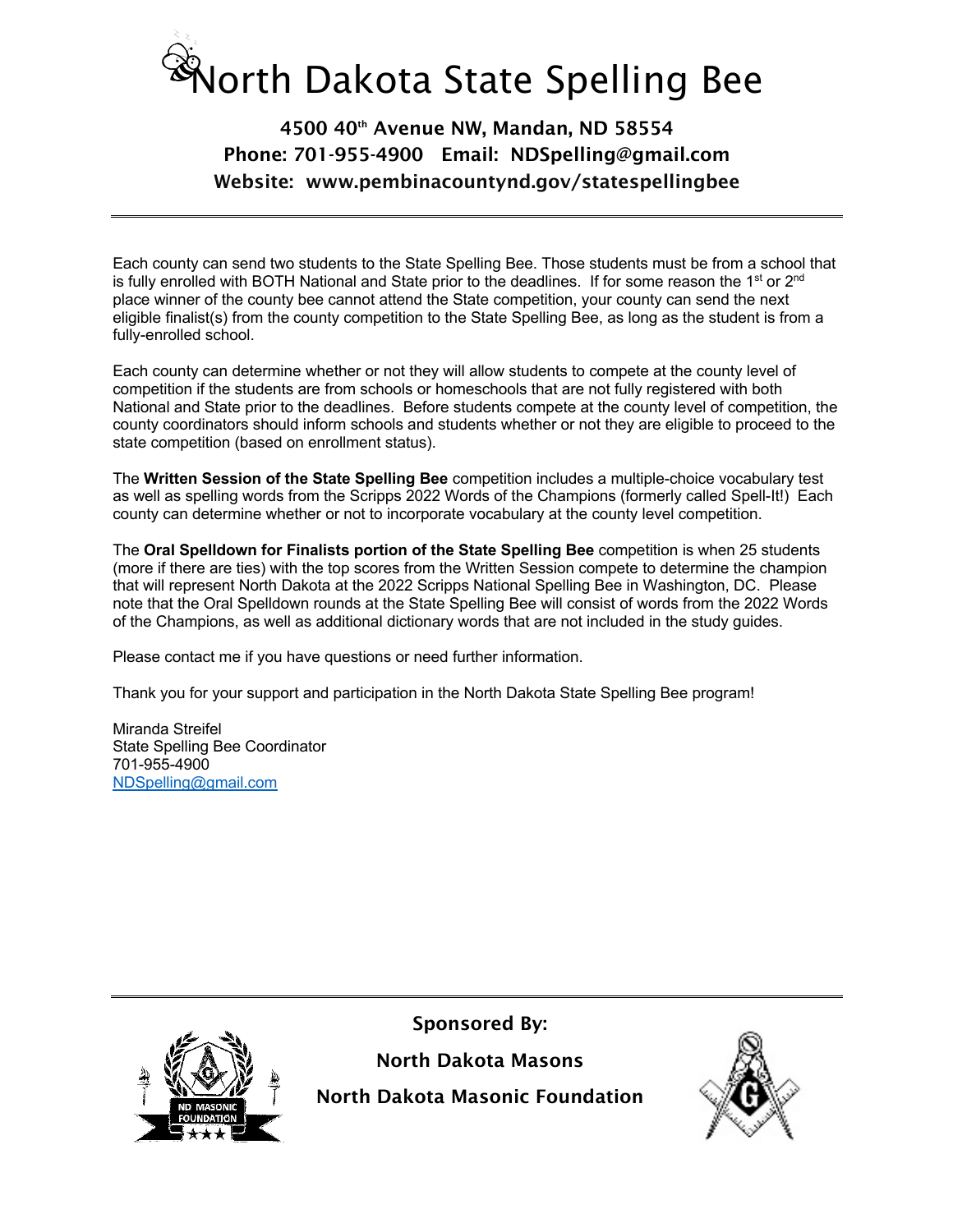# North Dakota State Spelling Bee

**4500 40th Avenue NW, Mandan, ND 58554**
**Phone: 701-955-4900 Email: NDSpelling@gmail.com**
**Website: www.pembinacountynd.gov/statespellingbee**

---

Each county can send two students to the State Spelling Bee. Those students must be from a school that is fully enrolled with BOTH National and State prior to the deadlines. If for some reason the 1st or 2nd place winner of the county bee cannot attend the State competition, your county can send the next eligible finalist(s) from the county competition to the State Spelling Bee, as long as the student is from a fully-enrolled school.

Each county can determine whether or not they will allow students to compete at the county level of competition if the students are from schools or homeschools that are not fully registered with both National and State prior to the deadlines. Before students compete at the county level of competition, the county coordinators should inform schools and students whether or not they are eligible to proceed to the state competition (based on enrollment status).

The **Written Session of the State Spelling Bee** competition includes a multiple-choice vocabulary test as well as spelling words from the Scripps 2022 Words of the Champions (formerly called Spell-It!) Each county can determine whether or not to incorporate vocabulary at the county level competition.

The **Oral Spelldown for Finalists portion of the State Spelling Bee** competition is when 25 students (more if there are ties) with the top scores from the Written Session compete to determine the champion that will represent North Dakota at the 2022 Scripps National Spelling Bee in Washington, DC. Please note that the Oral Spelldown rounds at the State Spelling Bee will consist of words from the 2022 Words of the Champions, as well as additional dictionary words that are not included in the study guides.

Please contact me if you have questions or need further information.

Thank you for your support and participation in the North Dakota State Spelling Bee program!

Miranda Streifel
State Spelling Bee Coordinator
701-955-4900
NDSpelling@gmail.com

---

**Sponsored By:**

**North Dakota Masons**

**North Dakota Masonic Foundation**